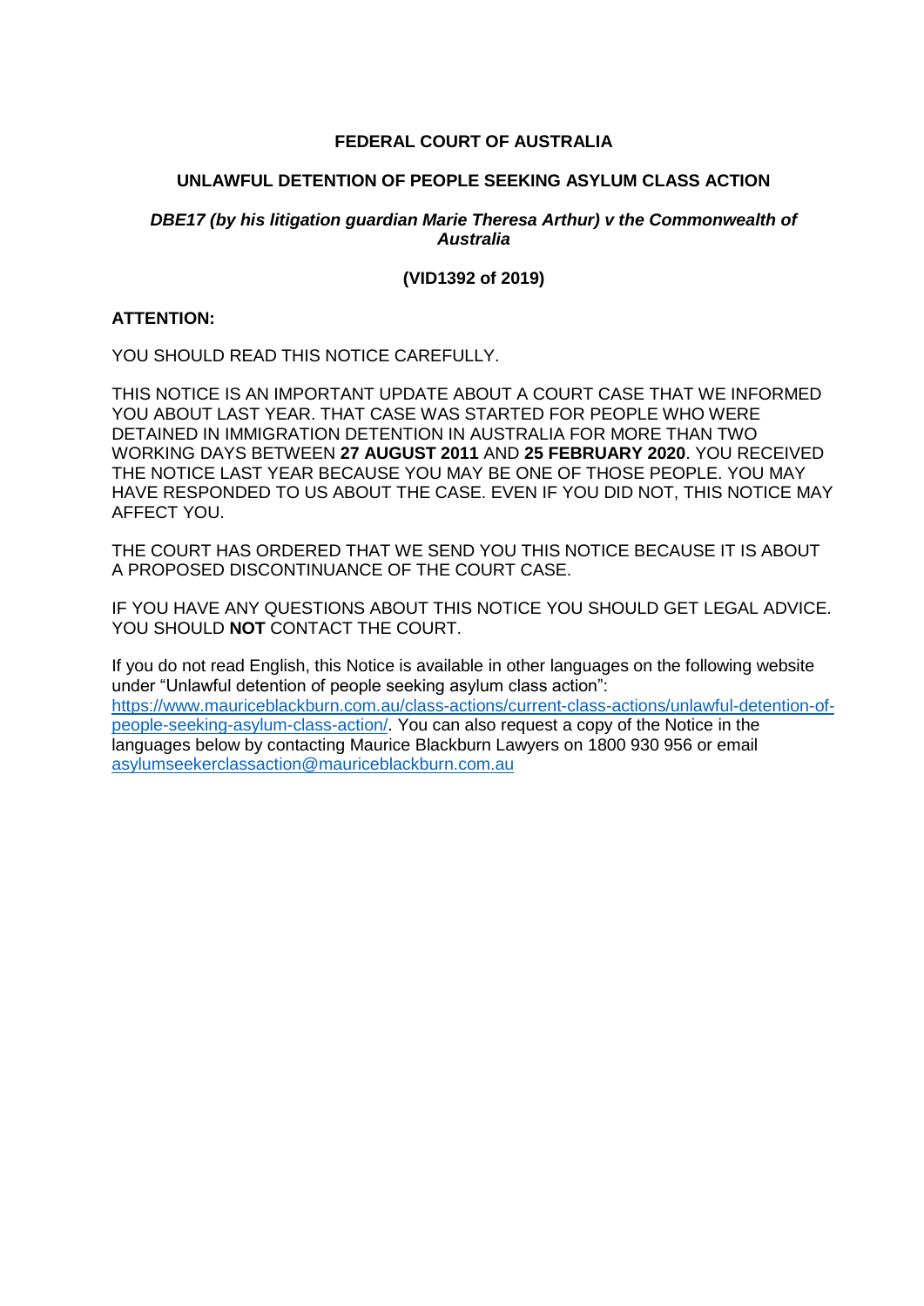**FEDERAL COURT OF AUSTRALIA**

**UNLAWFUL DETENTION OF PEOPLE SEEKING ASYLUM CLASS ACTION**

***DBE17 (by his litigation guardian Marie Theresa Arthur) v the Commonwealth of Australia***

**(VID1392 of 2019)**

**ATTENTION:**

YOU SHOULD READ THIS NOTICE CAREFULLY.

THIS NOTICE IS AN IMPORTANT UPDATE ABOUT A COURT CASE THAT WE INFORMED YOU ABOUT LAST YEAR. THAT CASE WAS STARTED FOR PEOPLE WHO WERE DETAINED IN IMMIGRATION DETENTION IN AUSTRALIA FOR MORE THAN TWO WORKING DAYS BETWEEN **27 AUGUST 2011** AND **25 FEBRUARY 2020**. YOU RECEIVED THE NOTICE LAST YEAR BECAUSE YOU MAY BE ONE OF THOSE PEOPLE. YOU MAY HAVE RESPONDED TO US ABOUT THE CASE. EVEN IF YOU DID NOT, THIS NOTICE MAY AFFECT YOU.

THE COURT HAS ORDERED THAT WE SEND YOU THIS NOTICE BECAUSE IT IS ABOUT A PROPOSED DISCONTINUANCE OF THE COURT CASE.

IF YOU HAVE ANY QUESTIONS ABOUT THIS NOTICE YOU SHOULD GET LEGAL ADVICE. YOU SHOULD **NOT** CONTACT THE COURT.

If you do not read English, this Notice is available in other languages on the following website under "Unlawful detention of people seeking asylum class action": [https://www.mauriceblackburn.com.au/class-actions/current-class-actions/unlawful-detention-of-people-seeking-asylum-class-action/](https://www.mauriceblackburn.com.au/class-actions/current-class-actions/unlawful-detention-of-people-seeking-asylum-class-action/). You can also request a copy of the Notice in the languages below by contacting Maurice Blackburn Lawyers on 1800 930 956 or email [asylumseekerclassaction@mauriceblackburn.com.au](mailto:asylumseekerclassaction@mauriceblackburn.com.au)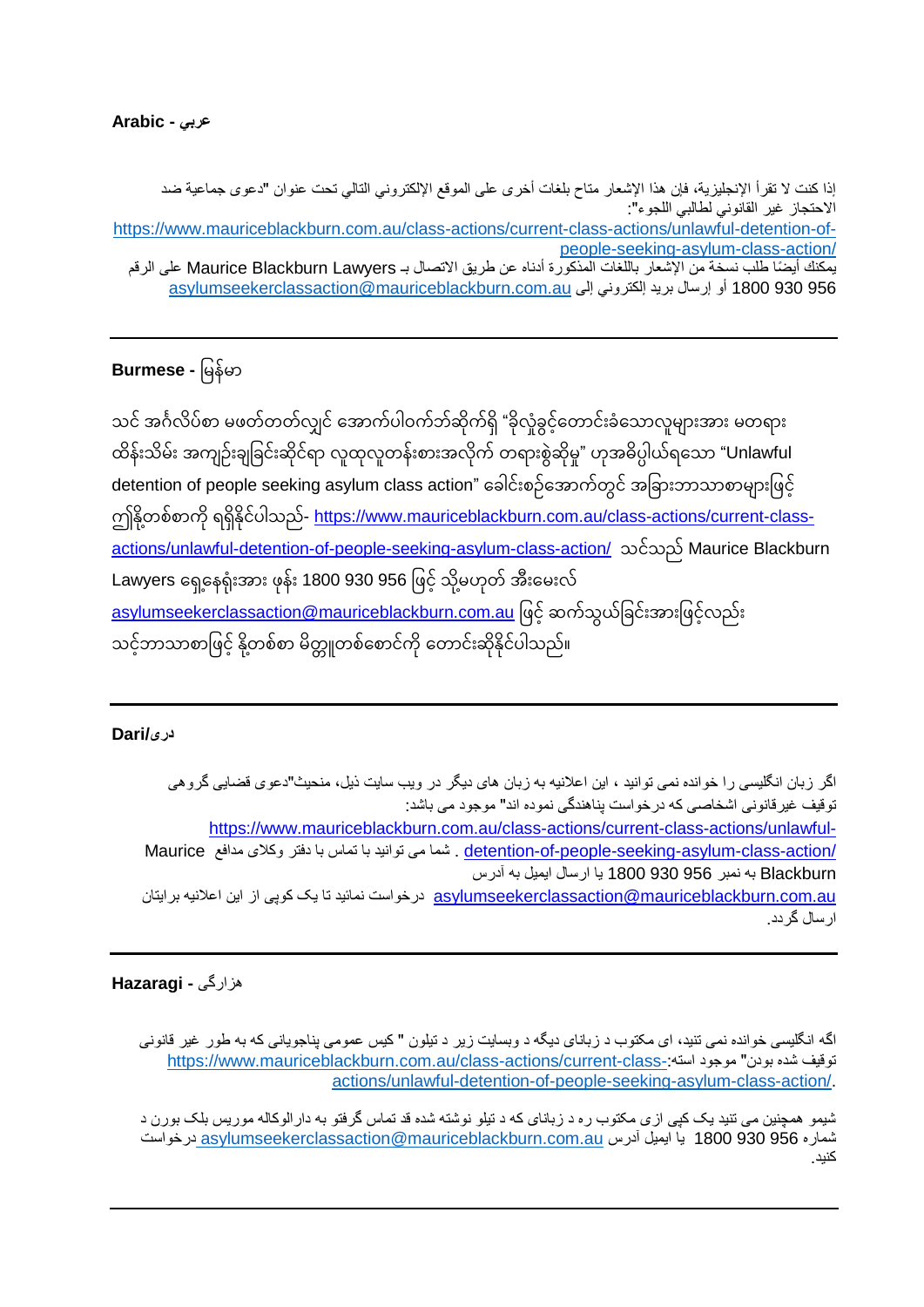**Arabic - عربي**

إذا كنت لا تقرأ الإنجليزية، فإن هذا الإشعار متاح بلغات أخرى على الموقع الإلكتروني التالي تحت عنوان "دعوى جماعية ضد الاحتجاز غير القانوني لطالبي اللجوء": https://www.mauriceblackburn.com.au/class-actions/current-class-actions/unlawful-detention-of-people-seeking-asylum-class-action/

يمكنك أيضًا طلب نسخة من الإشعار باللغات المذكورة أدناه عن طريق الاتصال بـ Maurice Blackburn Lawyers على الرقم 1800 930 956 أو إرسال بريد إلكتروني إلى asylumseekerclassaction@mauriceblackburn.com.au

---

**Burmese - မြန်မာ**

သင် အင်္ဂလိပ်စာ မဖတ်တတ်လျှင် အောက်ပါဝက်ဘ်ဆိုက်ရှိ "ခိုလှုံခွင့်တောင်းခံသောလူများအား မတရား ထိန်းသိမ်း အကျဉ်းချခြင်းဆိုင်ရာ လူထုလူတန်းစားအလိုက် တရားစွဲဆိုမှု" ဟုအမိပ္ပါယ်ရသော "Unlawful detention of people seeking asylum class action" ခေါင်းစဉ်အောက်တွင် အခြားဘာသာစကားများဖြင့် ဤနို့တစ်စာကို ရရှိနိုင်ပါသည်- https://www.mauriceblackburn.com.au/class-actions/current-class-actions/unlawful-detention-of-people-seeking-asylum-class-action/ သင်သည် Maurice Blackburn Lawyers ရှေ့နေရုံးအား ဖုန်း 1800 930 956 ဖြင့် သို့မဟုတ် အီးမေးလ် asylumseekerclassaction@mauriceblackburn.com.au ဖြင့် ဆက်သွယ်ခြင်းအားဖြင့်လည်း သင့်ဘာသာစကားဖြင့် နို့တစ်စာ မိတ္တူတစ်စောင်ကို တောင်းဆိုနိုင်ပါသည်။

---

**Dari/دری**

اگر زبان انگلیسی را خوانده نمی توانید ، این اعلانیه به زبان های دیگر در ویب سایت ذیل، منحیث"دعوی قضایی گروهی توقیف غیرقانونی اشخاصی که درخواست پناهندگی نموده اند" موجود می باشد: https://www.mauriceblackburn.com.au/class-actions/current-class-actions/unlawful-detention-of-people-seeking-asylum-class-action/ . شما می توانید با تماس با دفتر وکلای مدافع Maurice Blackburn به نمبر 956 930 1800 یا ارسال ایمیل به آدرس asylumseekerclassaction@mauriceblackburn.com.au درخواست نمائید تا یک کوپی از این اعلانیه برایتان ارسال گردد.

---

**Hazaragi - هزارگی**

اگه انگلیسی خوانده نمی تنید، ای مکتوب د زبانای دیگه د وبسایت زیر د تیلون " کیس عمومی پناجویانی که به طور غیر قانونی توقیف شده بودن" موجود استه: https://www.mauriceblackburn.com.au/class-actions/current-class-actions/unlawful-detention-of-people-seeking-asylum-class-action/.

شیمو همچنین می تنید یک کپی ازی مکتوب ره د زبانای که د تیلو نوشته شده قد تماس گرفتو به دارالوکاله موریس بلک بورن د شماره 956 930 1800 یا ایمیل آدرس asylumseekerclassaction@mauriceblackburn.com.au درخواست کنید.

---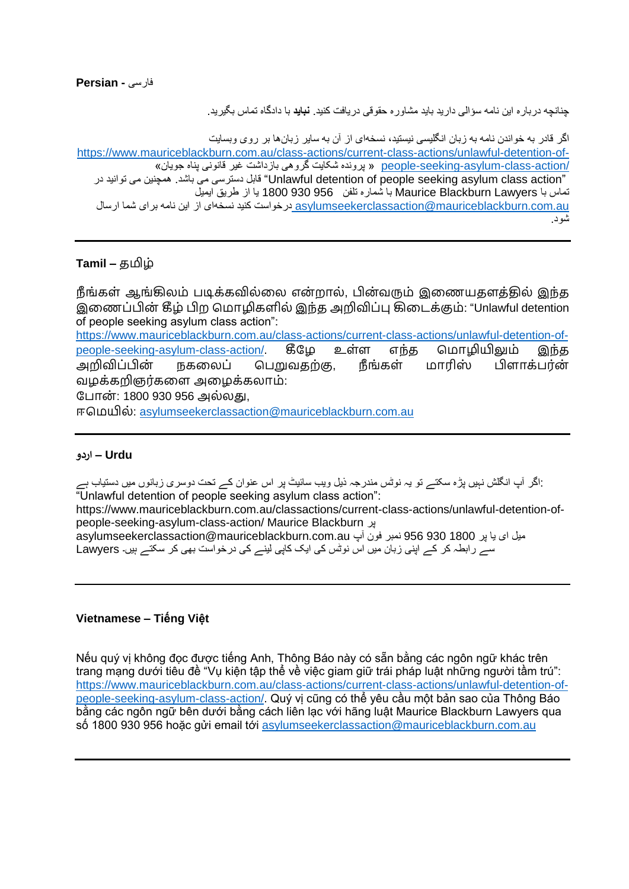**Persian - فارسی**

چنانچه درباره این نامه سؤالی دارید باید مشاوره حقوقی دریافت کنید. **نباید** با دادگاه تماس بگیرید.

اگر قادر به خواندن نامه به زبان انگلیسی نیستید، نسخه‌ای از آن به سایر زبان‌ها بر روی وبسایت https://www.mauriceblackburn.com.au/class-actions/current-class-actions/unlawful-detention-of-people-seeking-asylum-class-action/ « پرونده شکایت گروهی بازداشت غیر قانونی پناه جویان» "Unlawful detention of people seeking asylum class action" قابل دسترسی می باشد. همچنین می توانید در تماس با Maurice Blackburn Lawyers با شماره تلفن 1800 930 956 یا از طریق ایمیل asylumseekerclassaction@mauriceblackburn.com.au درخواست کنید نسخه‌ای از این نامه برای شما ارسال شود.

---

**Tamil – தமிழ்**

நீங்கள் ஆங்கிலம் படிக்கவில்லை என்றால், பின்வரும் இணையதளத்தில் இந்த இணைப்பின் கீழ் பிற மொழிகளில் இந்த அறிவிப்பு கிடைக்கும்: "Unlawful detention of people seeking asylum class action": https://www.mauriceblackburn.com.au/class-actions/current-class-actions/unlawful-detention-of-people-seeking-asylum-class-action/. கீழே உள்ள எந்த மொழியிலும் இந்த அறிவிப்பின் நகலைப் பெறுவதற்கு, நீங்கள் மாரிஸ் பிளாக்பர்ன் வழக்கறிஞர்களை அழைக்கலாம்:
போன்: 1800 930 956 அல்லது,
ஈமெயில்: asylumseekerclassaction@mauriceblackburn.com.au

---

**اردو – Urdu**

:اگر آپ انگلش نہیں پڑھ سکتے تو یہ نوٹس مندرجہ ذیل ویب سائیٹ پر اس عنوان کے تحت دوسری زبانوں میں دستیاب ہے
"Unlawful detention of people seeking asylum class action":
https://www.mauriceblackburn.com.au/classactions/current-class-actions/unlawful-detention-of-people-seeking-asylum-class-action/ Maurice Blackburn پر
asylumseekerclassaction@mauriceblackburn.com.au میل ای یا پر 1800 930 956 نمبر فون آپ
Lawyers سے رابطہ کر کے اپنی زبان میں اس نوٹس کی ایک کاپی لینے کی درخواست بھی کر سکتے ہیں۔

---

**Vietnamese – Tiếng Việt**

Nếu quý vị không đọc được tiếng Anh, Thông Báo này có sẵn bằng các ngôn ngữ khác trên trang mạng dưới tiêu đề "Vụ kiện tập thể về việc giam giữ trái pháp luật những người tầm trú": https://www.mauriceblackburn.com.au/class-actions/current-class-actions/unlawful-detention-of-people-seeking-asylum-class-action/. Quý vị cũng có thể yêu cầu một bản sao của Thông Báo bằng các ngôn ngữ bên dưới bằng cách liên lạc với hãng luật Maurice Blackburn Lawyers qua số 1800 930 956 hoặc gửi email tới asylumseekerclassaction@mauriceblackburn.com.au

---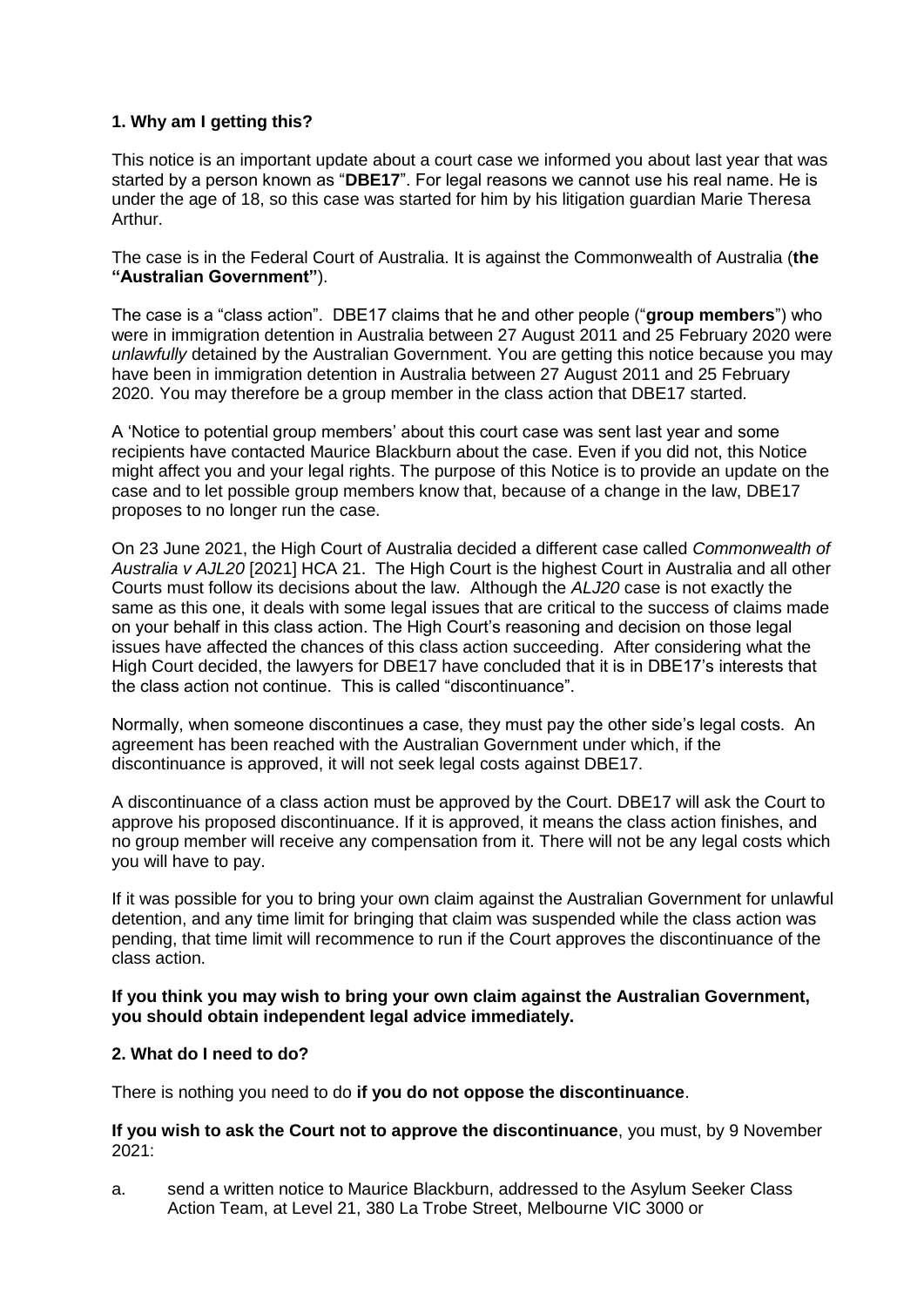### 1. Why am I getting this?

This notice is an important update about a court case we informed you about last year that was started by a person known as "**DBE17**". For legal reasons we cannot use his real name. He is under the age of 18, so this case was started for him by his litigation guardian Marie Theresa Arthur.

The case is in the Federal Court of Australia. It is against the Commonwealth of Australia (**the "Australian Government"**).

The case is a "class action". DBE17 claims that he and other people ("**group members**") who were in immigration detention in Australia between 27 August 2011 and 25 February 2020 were *unlawfully* detained by the Australian Government. You are getting this notice because you may have been in immigration detention in Australia between 27 August 2011 and 25 February 2020. You may therefore be a group member in the class action that DBE17 started.

A 'Notice to potential group members' about this court case was sent last year and some recipients have contacted Maurice Blackburn about the case. Even if you did not, this Notice might affect you and your legal rights. The purpose of this Notice is to provide an update on the case and to let possible group members know that, because of a change in the law, DBE17 proposes to no longer run the case.

On 23 June 2021, the High Court of Australia decided a different case called *Commonwealth of Australia v AJL20* [2021] HCA 21. The High Court is the highest Court in Australia and all other Courts must follow its decisions about the law. Although the *ALJ20* case is not exactly the same as this one, it deals with some legal issues that are critical to the success of claims made on your behalf in this class action. The High Court's reasoning and decision on those legal issues have affected the chances of this class action succeeding. After considering what the High Court decided, the lawyers for DBE17 have concluded that it is in DBE17's interests that the class action not continue. This is called "discontinuance".

Normally, when someone discontinues a case, they must pay the other side's legal costs. An agreement has been reached with the Australian Government under which, if the discontinuance is approved, it will not seek legal costs against DBE17.

A discontinuance of a class action must be approved by the Court. DBE17 will ask the Court to approve his proposed discontinuance. If it is approved, it means the class action finishes, and no group member will receive any compensation from it. There will not be any legal costs which you will have to pay.

If it was possible for you to bring your own claim against the Australian Government for unlawful detention, and any time limit for bringing that claim was suspended while the class action was pending, that time limit will recommence to run if the Court approves the discontinuance of the class action.

**If you think you may wish to bring your own claim against the Australian Government, you should obtain independent legal advice immediately.**

### 2. What do I need to do?

There is nothing you need to do **if you do not oppose the discontinuance**.

**If you wish to ask the Court not to approve the discontinuance**, you must, by 9 November 2021:

a. send a written notice to Maurice Blackburn, addressed to the Asylum Seeker Class Action Team, at Level 21, 380 La Trobe Street, Melbourne VIC 3000 or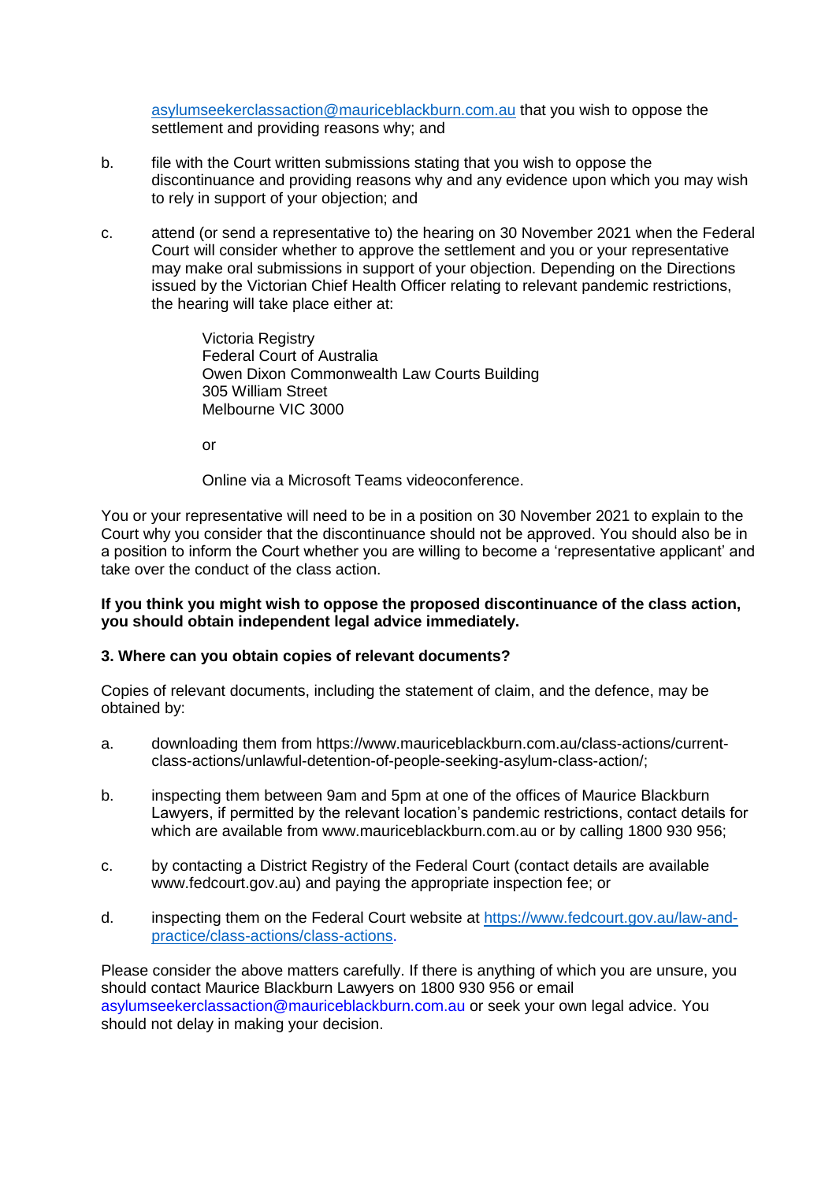asylumseekerclassaction@mauriceblackburn.com.au that you wish to oppose the settlement and providing reasons why; and

b. file with the Court written submissions stating that you wish to oppose the discontinuance and providing reasons why and any evidence upon which you may wish to rely in support of your objection; and

c. attend (or send a representative to) the hearing on 30 November 2021 when the Federal Court will consider whether to approve the settlement and you or your representative may make oral submissions in support of your objection. Depending on the Directions issued by the Victorian Chief Health Officer relating to relevant pandemic restrictions, the hearing will take place either at:

   Victoria Registry
   Federal Court of Australia
   Owen Dixon Commonwealth Law Courts Building
   305 William Street
   Melbourne VIC 3000

   or

   Online via a Microsoft Teams videoconference.

You or your representative will need to be in a position on 30 November 2021 to explain to the Court why you consider that the discontinuance should not be approved. You should also be in a position to inform the Court whether you are willing to become a 'representative applicant' and take over the conduct of the class action.

**If you think you might wish to oppose the proposed discontinuance of the class action, you should obtain independent legal advice immediately.**

### 3. Where can you obtain copies of relevant documents?

Copies of relevant documents, including the statement of claim, and the defence, may be obtained by:

a. downloading them from https://www.mauriceblackburn.com.au/class-actions/current-class-actions/unlawful-detention-of-people-seeking-asylum-class-action/;

b. inspecting them between 9am and 5pm at one of the offices of Maurice Blackburn Lawyers, if permitted by the relevant location's pandemic restrictions, contact details for which are available from www.mauriceblackburn.com.au or by calling 1800 930 956;

c. by contacting a District Registry of the Federal Court (contact details are available www.fedcourt.gov.au) and paying the appropriate inspection fee; or

d. inspecting them on the Federal Court website at https://www.fedcourt.gov.au/law-and-practice/class-actions/class-actions.

Please consider the above matters carefully. If there is anything of which you are unsure, you should contact Maurice Blackburn Lawyers on 1800 930 956 or email asylumseekerclassaction@mauriceblackburn.com.au or seek your own legal advice. You should not delay in making your decision.